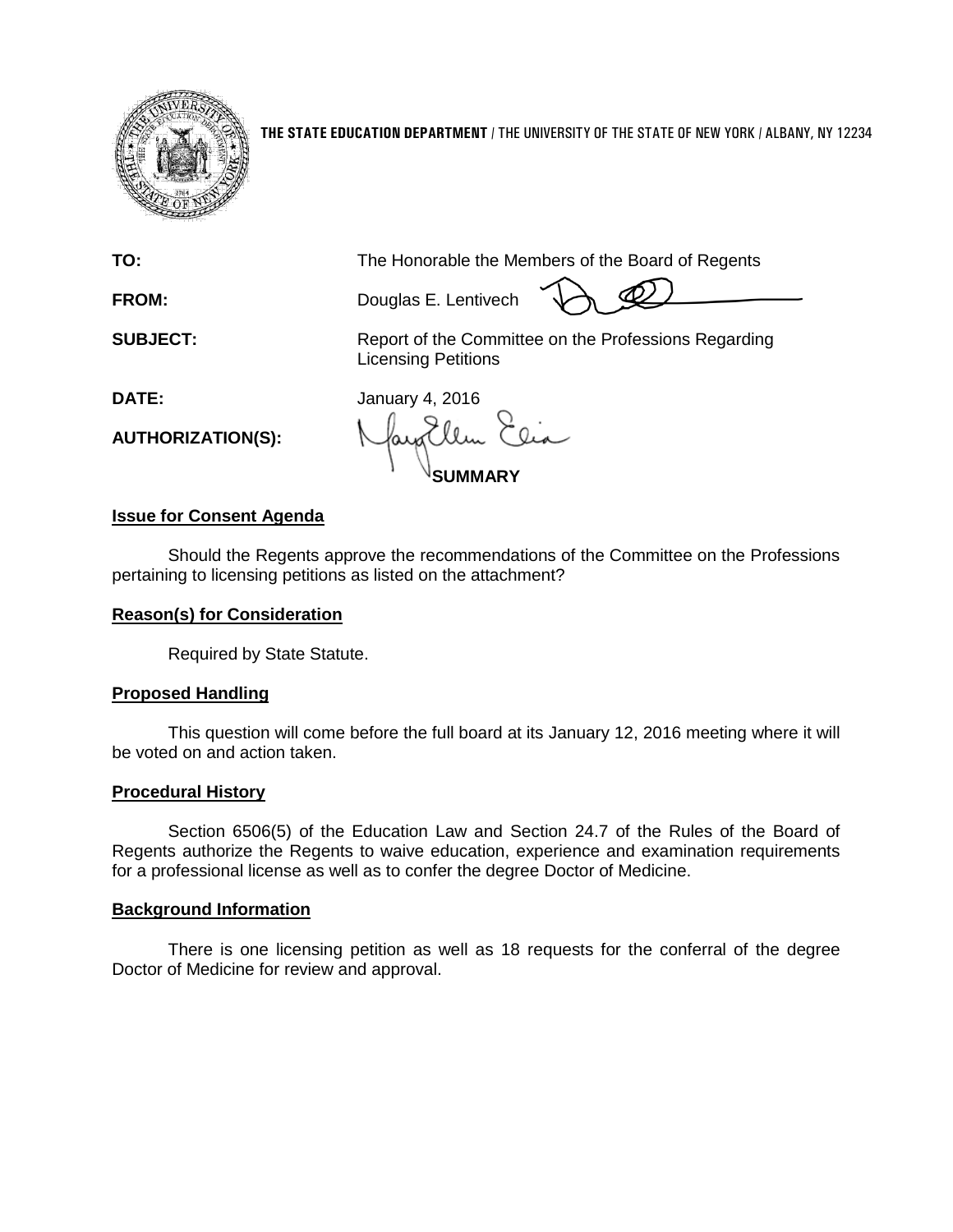**THE STATE EDUCATION DEPARTMENT** / THE UNIVERSITY OF THE STATE OF NEW YORK / ALBANY, NY 12234

**TO:** The Honorable the Members of the Board of Regents

**FROM:** Douglas E. Lentivech

**SUBJECT:** Report of the Committee on the Professions Regarding Licensing Petitions

**DATE:** January 4, 2016

**AUTHORIZATION(S):**

**SUMMARY**

**Issue for Consent Agenda**

Should the Regents approve the recommendations of the Committee on the Professions pertaining to licensing petitions as listed on the attachment?

**Reason(s) for Consideration**

Required by State Statute.

**Proposed Handling**

This question will come before the full board at its January 12, 2016 meeting where it will be voted on and action taken.

**Procedural History**

Section 6506(5) of the Education Law and Section 24.7 of the Rules of the Board of Regents authorize the Regents to waive education, experience and examination requirements for a professional license as well as to confer the degree Doctor of Medicine.

**Background Information**

There is one licensing petition as well as 18 requests for the conferral of the degree Doctor of Medicine for review and approval.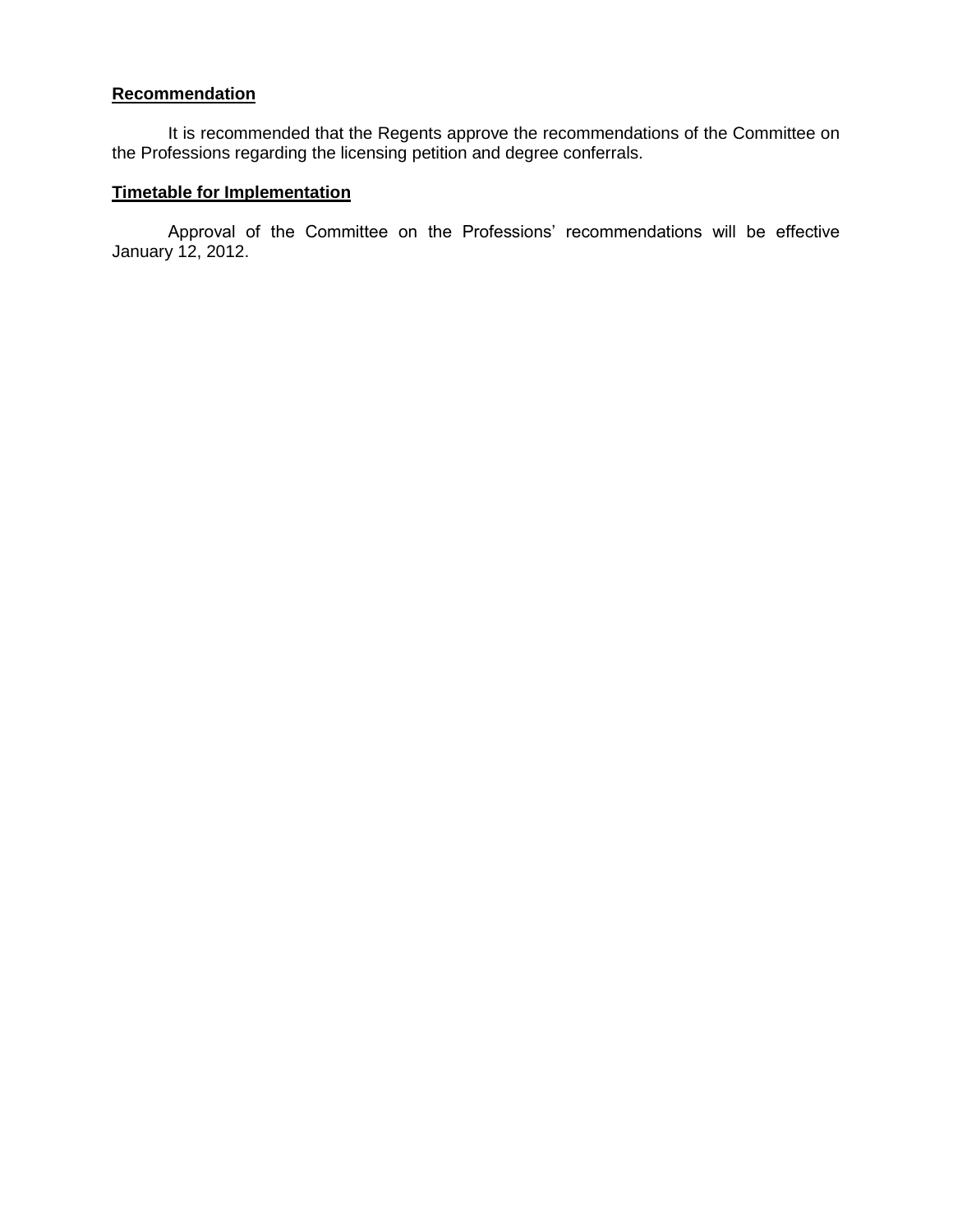**Recommendation**

It is recommended that the Regents approve the recommendations of the Committee on the Professions regarding the licensing petition and degree conferrals.

**Timetable for Implementation**

Approval of the Committee on the Professions' recommendations will be effective January 12, 2012.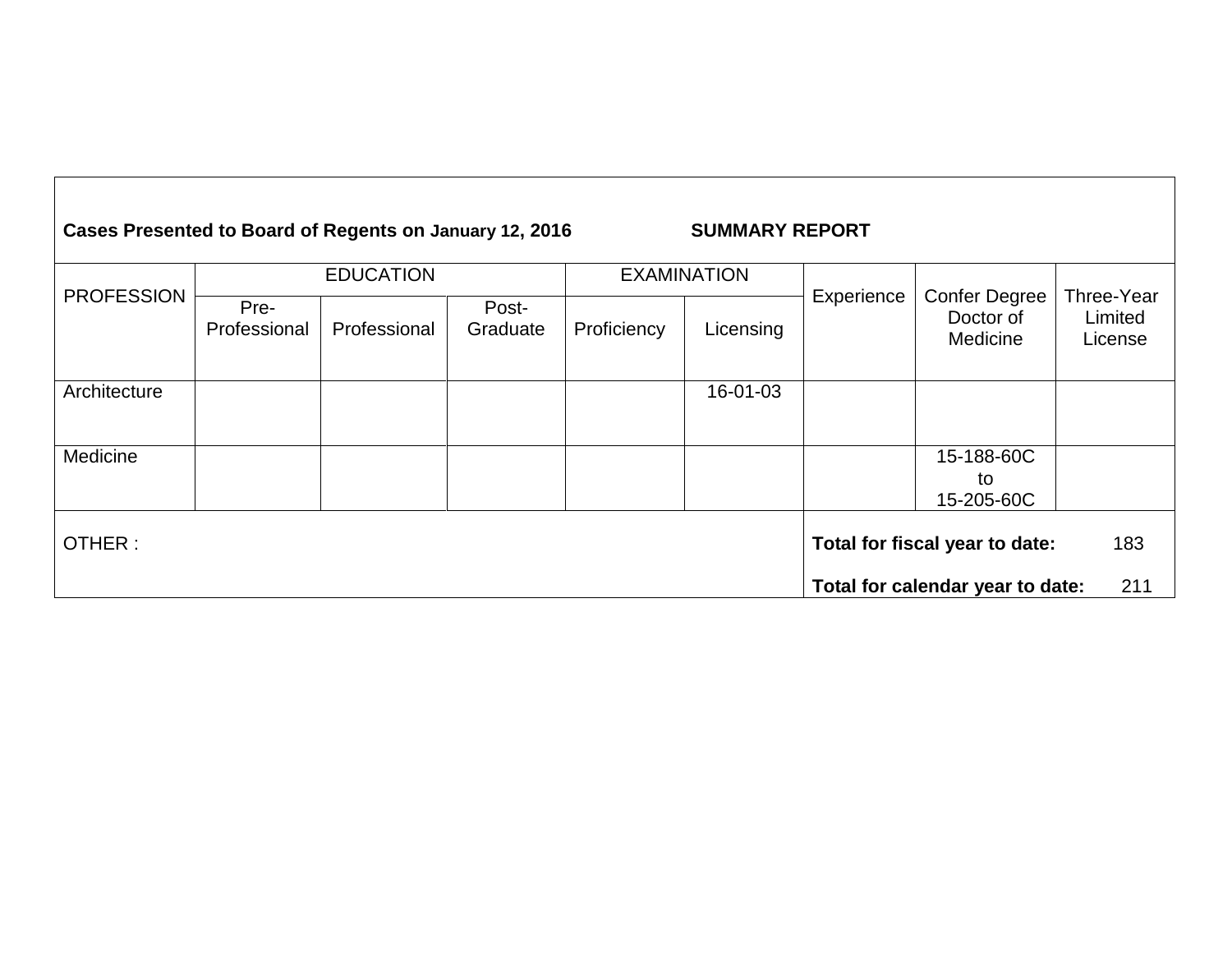**Cases Presented to Board of Regents on January 12, 2016** **SUMMARY REPORT**

| PROFESSION | EDUCATION | | | EXAMINATION | | Experience | Confer Degree Doctor of Medicine | Three-Year Limited License |
|---|---|---|---|---|---|---|---|---|
| | Pre-Professional | Professional | Post-Graduate | Proficiency | Licensing | | | |
| Architecture | | | | | 16-01-03 | | | |
| Medicine | | | | | | | 15-188-60C to 15-205-60C | |
| OTHER : | | | | | | **Total for fiscal year to date:** 183 **Total for calendar year to date:** 211 | | |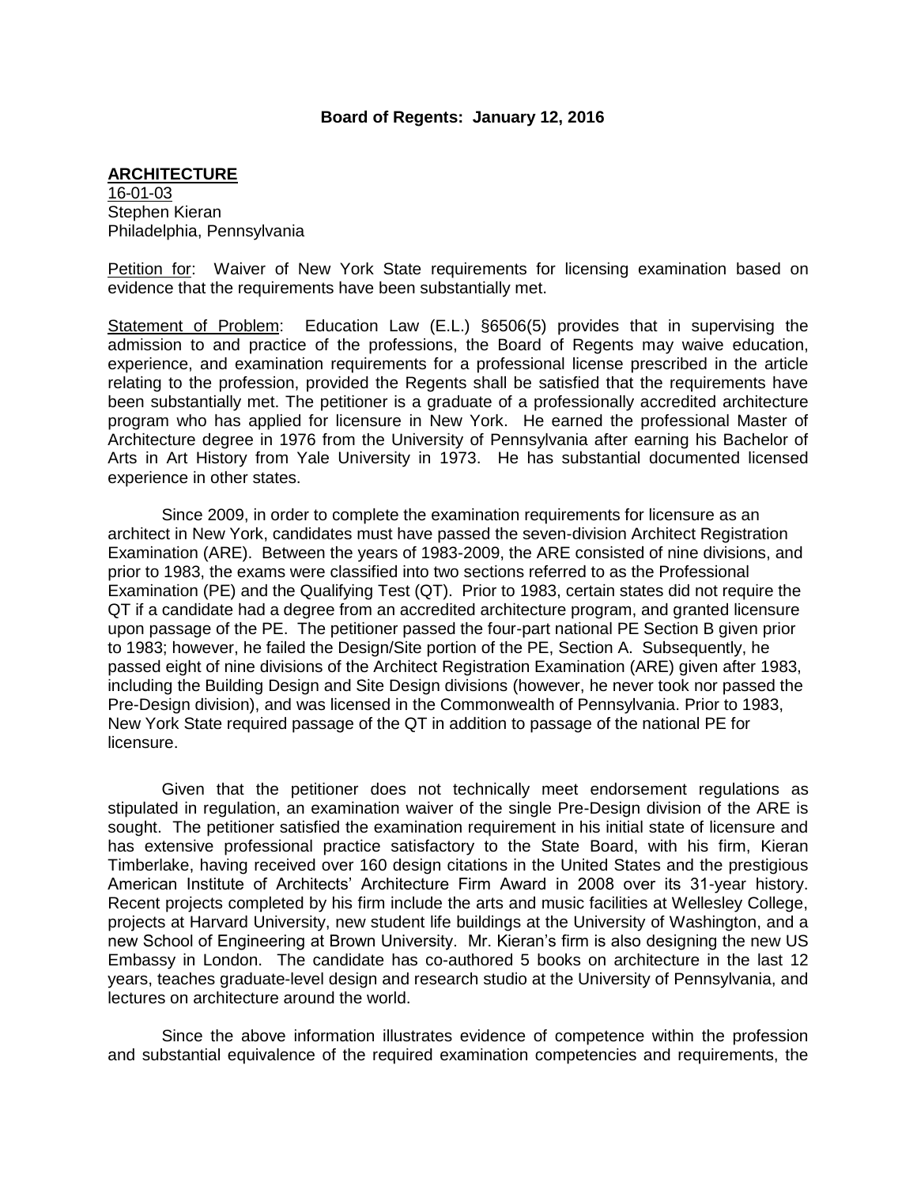**Board of Regents: January 12, 2016**

**ARCHITECTURE**

16-01-03
Stephen Kieran
Philadelphia, Pennsylvania

Petition for: Waiver of New York State requirements for licensing examination based on evidence that the requirements have been substantially met.

Statement of Problem: Education Law (E.L.) §6506(5) provides that in supervising the admission to and practice of the professions, the Board of Regents may waive education, experience, and examination requirements for a professional license prescribed in the article relating to the profession, provided the Regents shall be satisfied that the requirements have been substantially met. The petitioner is a graduate of a professionally accredited architecture program who has applied for licensure in New York. He earned the professional Master of Architecture degree in 1976 from the University of Pennsylvania after earning his Bachelor of Arts in Art History from Yale University in 1973. He has substantial documented licensed experience in other states.

Since 2009, in order to complete the examination requirements for licensure as an architect in New York, candidates must have passed the seven-division Architect Registration Examination (ARE). Between the years of 1983-2009, the ARE consisted of nine divisions, and prior to 1983, the exams were classified into two sections referred to as the Professional Examination (PE) and the Qualifying Test (QT). Prior to 1983, certain states did not require the QT if a candidate had a degree from an accredited architecture program, and granted licensure upon passage of the PE. The petitioner passed the four-part national PE Section B given prior to 1983; however, he failed the Design/Site portion of the PE, Section A. Subsequently, he passed eight of nine divisions of the Architect Registration Examination (ARE) given after 1983, including the Building Design and Site Design divisions (however, he never took nor passed the Pre-Design division), and was licensed in the Commonwealth of Pennsylvania. Prior to 1983, New York State required passage of the QT in addition to passage of the national PE for licensure.

Given that the petitioner does not technically meet endorsement regulations as stipulated in regulation, an examination waiver of the single Pre-Design division of the ARE is sought. The petitioner satisfied the examination requirement in his initial state of licensure and has extensive professional practice satisfactory to the State Board, with his firm, Kieran Timberlake, having received over 160 design citations in the United States and the prestigious American Institute of Architects' Architecture Firm Award in 2008 over its 31-year history. Recent projects completed by his firm include the arts and music facilities at Wellesley College, projects at Harvard University, new student life buildings at the University of Washington, and a new School of Engineering at Brown University. Mr. Kieran's firm is also designing the new US Embassy in London. The candidate has co-authored 5 books on architecture in the last 12 years, teaches graduate-level design and research studio at the University of Pennsylvania, and lectures on architecture around the world.

Since the above information illustrates evidence of competence within the profession and substantial equivalence of the required examination competencies and requirements, the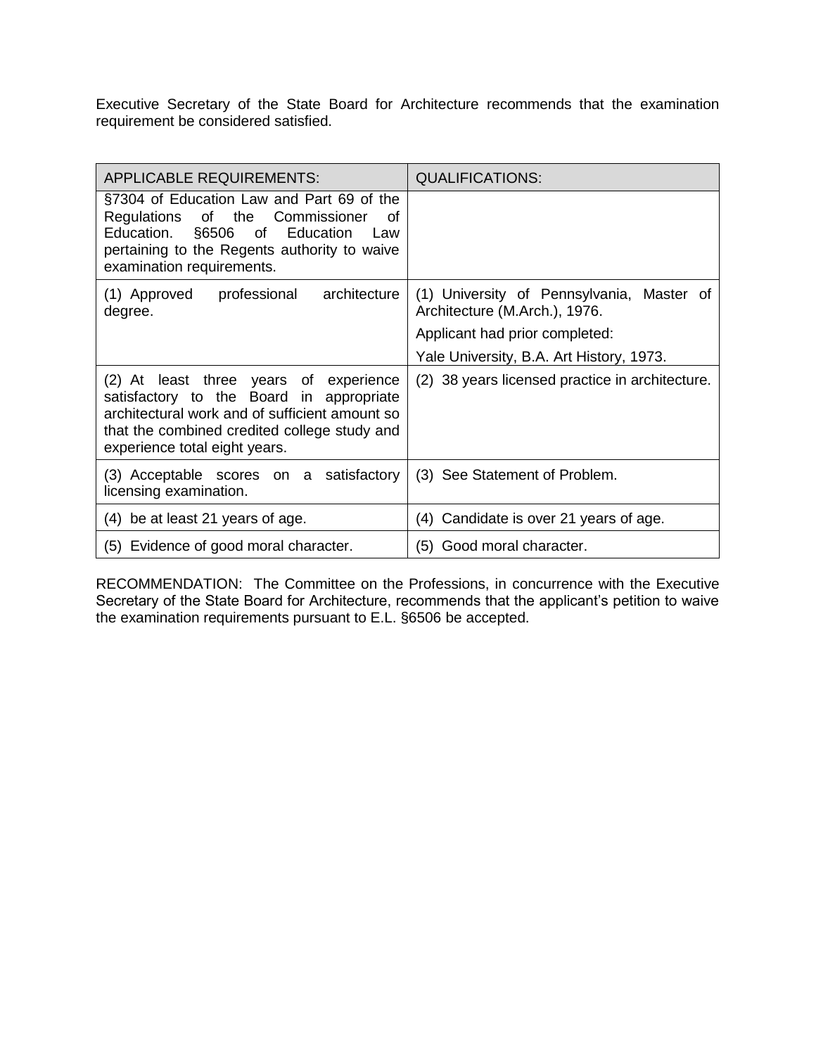Executive Secretary of the State Board for Architecture recommends that the examination requirement be considered satisfied.

| APPLICABLE REQUIREMENTS: | QUALIFICATIONS: |
| --- | --- |
| §7304 of Education Law and Part 69 of the Regulations of the Commissioner of Education. §6506 of Education Law pertaining to the Regents authority to waive examination requirements. | |
| (1) Approved professional architecture degree. | (1) University of Pennsylvania, Master of Architecture (M.Arch.), 1976.<br>Applicant had prior completed:<br>Yale University, B.A. Art History, 1973. |
| (2) At least three years of experience satisfactory to the Board in appropriate architectural work and of sufficient amount so that the combined credited college study and experience total eight years. | (2) 38 years licensed practice in architecture. |
| (3) Acceptable scores on a satisfactory licensing examination. | (3) See Statement of Problem. |
| (4) be at least 21 years of age. | (4) Candidate is over 21 years of age. |
| (5) Evidence of good moral character. | (5) Good moral character. |

RECOMMENDATION: The Committee on the Professions, in concurrence with the Executive Secretary of the State Board for Architecture, recommends that the applicant's petition to waive the examination requirements pursuant to E.L. §6506 be accepted.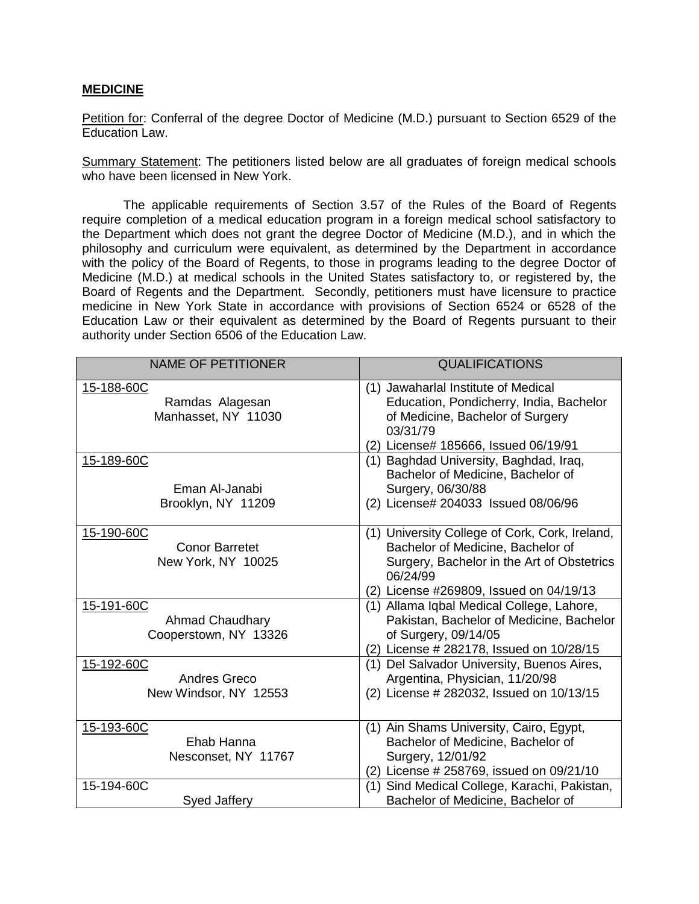**MEDICINE**

Petition for: Conferral of the degree Doctor of Medicine (M.D.) pursuant to Section 6529 of the Education Law.

Summary Statement: The petitioners listed below are all graduates of foreign medical schools who have been licensed in New York.

The applicable requirements of Section 3.57 of the Rules of the Board of Regents require completion of a medical education program in a foreign medical school satisfactory to the Department which does not grant the degree Doctor of Medicine (M.D.), and in which the philosophy and curriculum were equivalent, as determined by the Department in accordance with the policy of the Board of Regents, to those in programs leading to the degree Doctor of Medicine (M.D.) at medical schools in the United States satisfactory to, or registered by, the Board of Regents and the Department. Secondly, petitioners must have licensure to practice medicine in New York State in accordance with provisions of Section 6524 or 6528 of the Education Law or their equivalent as determined by the Board of Regents pursuant to their authority under Section 6506 of the Education Law.

| NAME OF PETITIONER | QUALIFICATIONS |
|---|---|
| 15-188-60C<br>Ramdas Alagesan<br>Manhasset, NY 11030 | (1) Jawaharlal Institute of Medical Education, Pondicherry, India, Bachelor of Medicine, Bachelor of Surgery 03/31/79<br>(2) License# 185666, Issued 06/19/91 |
| 15-189-60C<br>Eman Al-Janabi<br>Brooklyn, NY 11209 | (1) Baghdad University, Baghdad, Iraq, Bachelor of Medicine, Bachelor of Surgery, 06/30/88<br>(2) License# 204033 Issued 08/06/96 |
| 15-190-60C<br>Conor Barretet<br>New York, NY 10025 | (1) University College of Cork, Cork, Ireland, Bachelor of Medicine, Bachelor of Surgery, Bachelor in the Art of Obstetrics 06/24/99<br>(2) License #269809, Issued on 04/19/13 |
| 15-191-60C<br>Ahmad Chaudhary<br>Cooperstown, NY 13326 | (1) Allama Iqbal Medical College, Lahore, Pakistan, Bachelor of Medicine, Bachelor of Surgery, 09/14/05<br>(2) License # 282178, Issued on 10/28/15 |
| 15-192-60C<br>Andres Greco<br>New Windsor, NY 12553 | (1) Del Salvador University, Buenos Aires, Argentina, Physician, 11/20/98<br>(2) License # 282032, Issued on 10/13/15 |
| 15-193-60C<br>Ehab Hanna<br>Nesconset, NY 11767 | (1) Ain Shams University, Cairo, Egypt, Bachelor of Medicine, Bachelor of Surgery, 12/01/92<br>(2) License # 258769, issued on 09/21/10 |
| 15-194-60C<br>Syed Jaffery | (1) Sind Medical College, Karachi, Pakistan, Bachelor of Medicine, Bachelor of |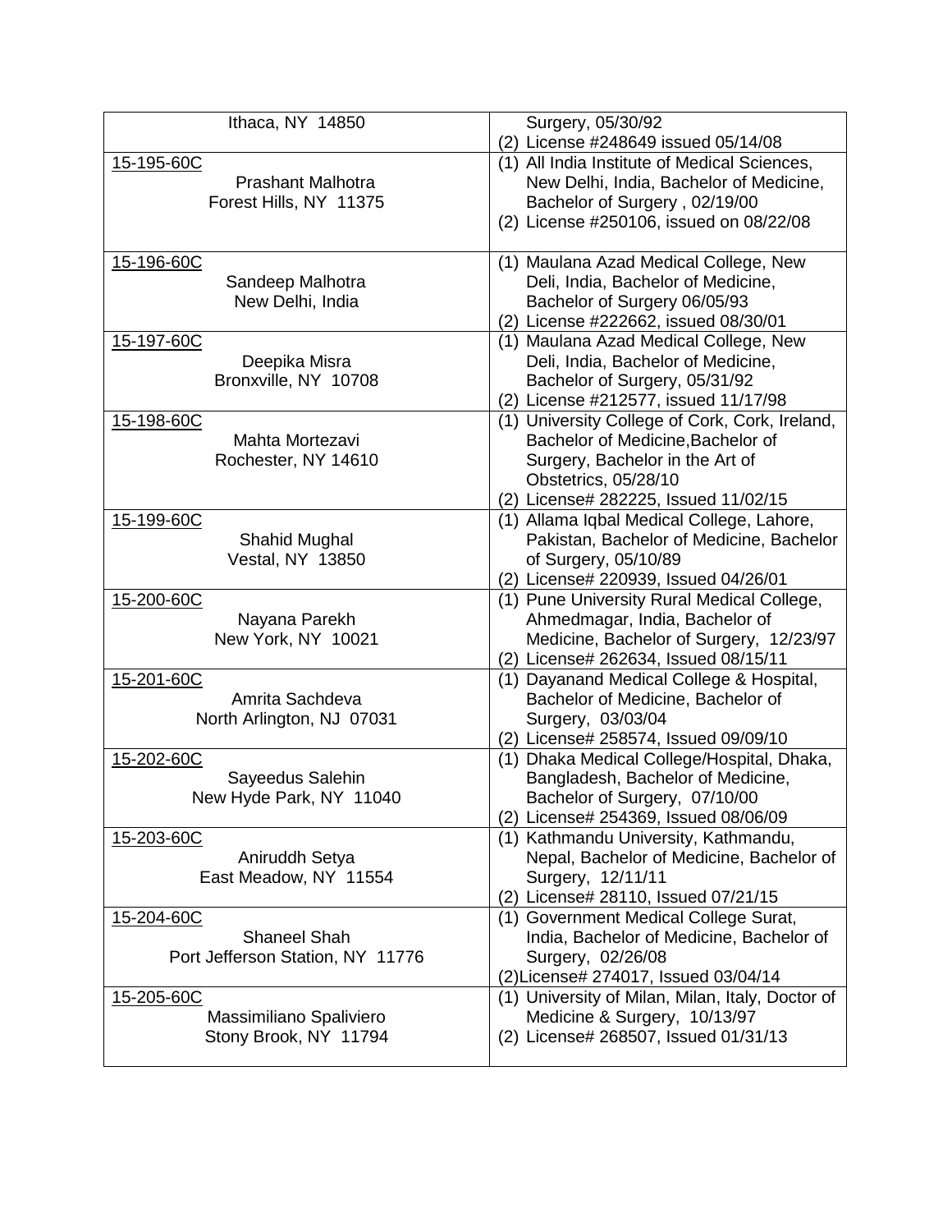| | |
|---|---|
| Ithaca, NY 14850 | Surgery, 05/30/92<br>(2) License #248649 issued 05/14/08 |
| 15-195-60C<br>Prashant Malhotra<br>Forest Hills, NY 11375 | (1) All India Institute of Medical Sciences, New Delhi, India, Bachelor of Medicine, Bachelor of Surgery , 02/19/00<br>(2) License #250106, issued on 08/22/08 |
| 15-196-60C<br>Sandeep Malhotra<br>New Delhi, India | (1) Maulana Azad Medical College, New Deli, India, Bachelor of Medicine, Bachelor of Surgery 06/05/93<br>(2) License #222662, issued 08/30/01 |
| 15-197-60C<br>Deepika Misra<br>Bronxville, NY 10708 | (1) Maulana Azad Medical College, New Deli, India, Bachelor of Medicine, Bachelor of Surgery, 05/31/92<br>(2) License #212577, issued 11/17/98 |
| 15-198-60C<br>Mahta Mortezavi<br>Rochester, NY 14610 | (1) University College of Cork, Cork, Ireland, Bachelor of Medicine,Bachelor of Surgery, Bachelor in the Art of Obstetrics, 05/28/10<br>(2) License# 282225, Issued 11/02/15 |
| 15-199-60C<br>Shahid Mughal<br>Vestal, NY 13850 | (1) Allama Iqbal Medical College, Lahore, Pakistan, Bachelor of Medicine, Bachelor of Surgery, 05/10/89<br>(2) License# 220939, Issued 04/26/01 |
| 15-200-60C<br>Nayana Parekh<br>New York, NY 10021 | (1) Pune University Rural Medical College, Ahmedmagar, India, Bachelor of Medicine, Bachelor of Surgery, 12/23/97<br>(2) License# 262634, Issued 08/15/11 |
| 15-201-60C<br>Amrita Sachdeva<br>North Arlington, NJ 07031 | (1) Dayanand Medical College & Hospital, Bachelor of Medicine, Bachelor of Surgery, 03/03/04<br>(2) License# 258574, Issued 09/09/10 |
| 15-202-60C<br>Sayeedus Salehin<br>New Hyde Park, NY 11040 | (1) Dhaka Medical College/Hospital, Dhaka, Bangladesh, Bachelor of Medicine, Bachelor of Surgery, 07/10/00<br>(2) License# 254369, Issued 08/06/09 |
| 15-203-60C<br>Aniruddh Setya<br>East Meadow, NY 11554 | (1) Kathmandu University, Kathmandu, Nepal, Bachelor of Medicine, Bachelor of Surgery, 12/11/11<br>(2) License# 28110, Issued 07/21/15 |
| 15-204-60C<br>Shaneel Shah<br>Port Jefferson Station, NY 11776 | (1) Government Medical College Surat, India, Bachelor of Medicine, Bachelor of Surgery, 02/26/08<br>(2)License# 274017, Issued 03/04/14 |
| 15-205-60C<br>Massimiliano Spaliviero<br>Stony Brook, NY 11794 | (1) University of Milan, Milan, Italy, Doctor of Medicine & Surgery, 10/13/97<br>(2) License# 268507, Issued 01/31/13 |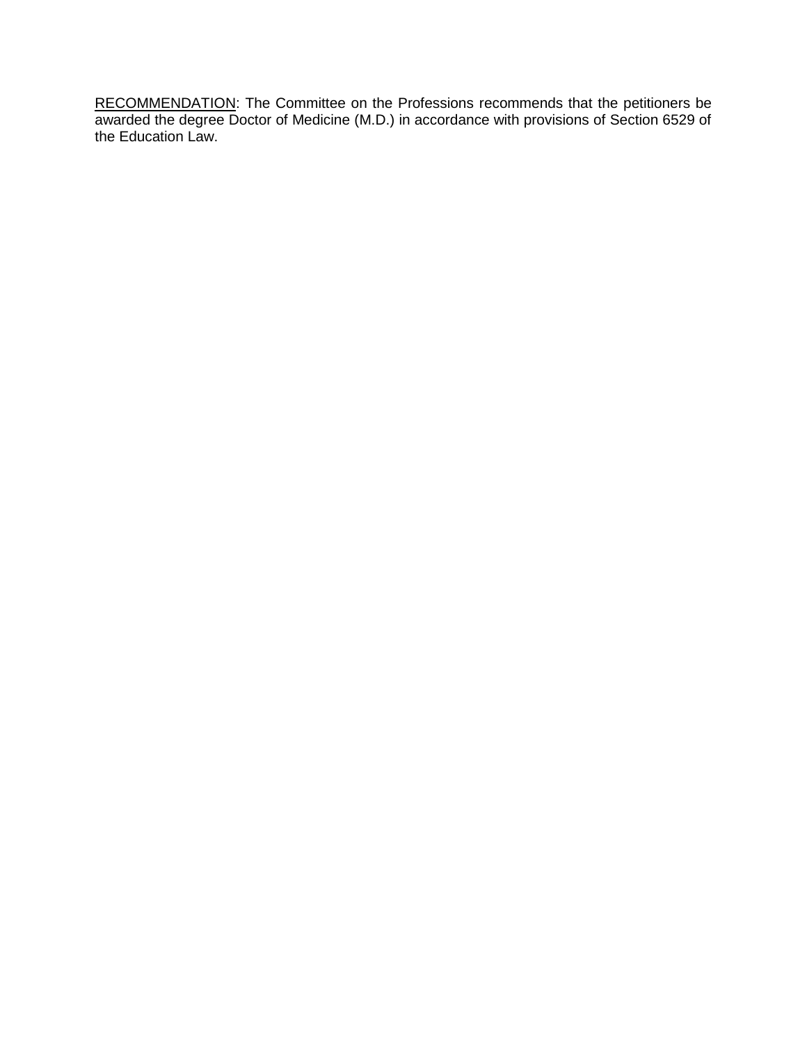<u>RECOMMENDATION</u>: The Committee on the Professions recommends that the petitioners be awarded the degree Doctor of Medicine (M.D.) in accordance with provisions of Section 6529 of the Education Law.